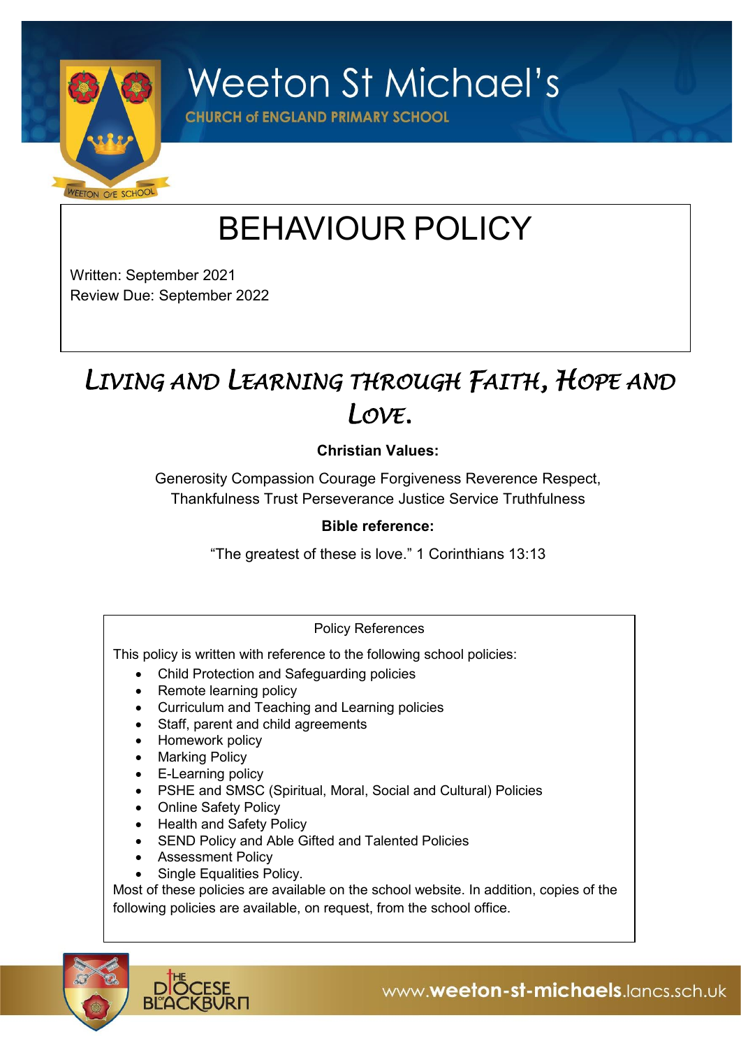# Weeton St Michael's

**CHURCH of ENGLAND PRIMARY SCHOOL**

# BEHAVIOUR POLICY

Written: September 2021
Review Due: September 2022

## *Living and Learning through Faith, Hope and Love.*

**Christian Values:**

Generosity Compassion Courage Forgiveness Reverence Respect, Thankfulness Trust Perseverance Justice Service Truthfulness

**Bible reference:**

"The greatest of these is love." 1 Corinthians 13:13

Policy References

This policy is written with reference to the following school policies:

- Child Protection and Safeguarding policies
- Remote learning policy
- Curriculum and Teaching and Learning policies
- Staff, parent and child agreements
- Homework policy
- Marking Policy
- E-Learning policy
- PSHE and SMSC (Spiritual, Moral, Social and Cultural) Policies
- Online Safety Policy
- Health and Safety Policy
- SEND Policy and Able Gifted and Talented Policies
- Assessment Policy
- Single Equalities Policy.

Most of these policies are available on the school website. In addition, copies of the following policies are available, on request, from the school office.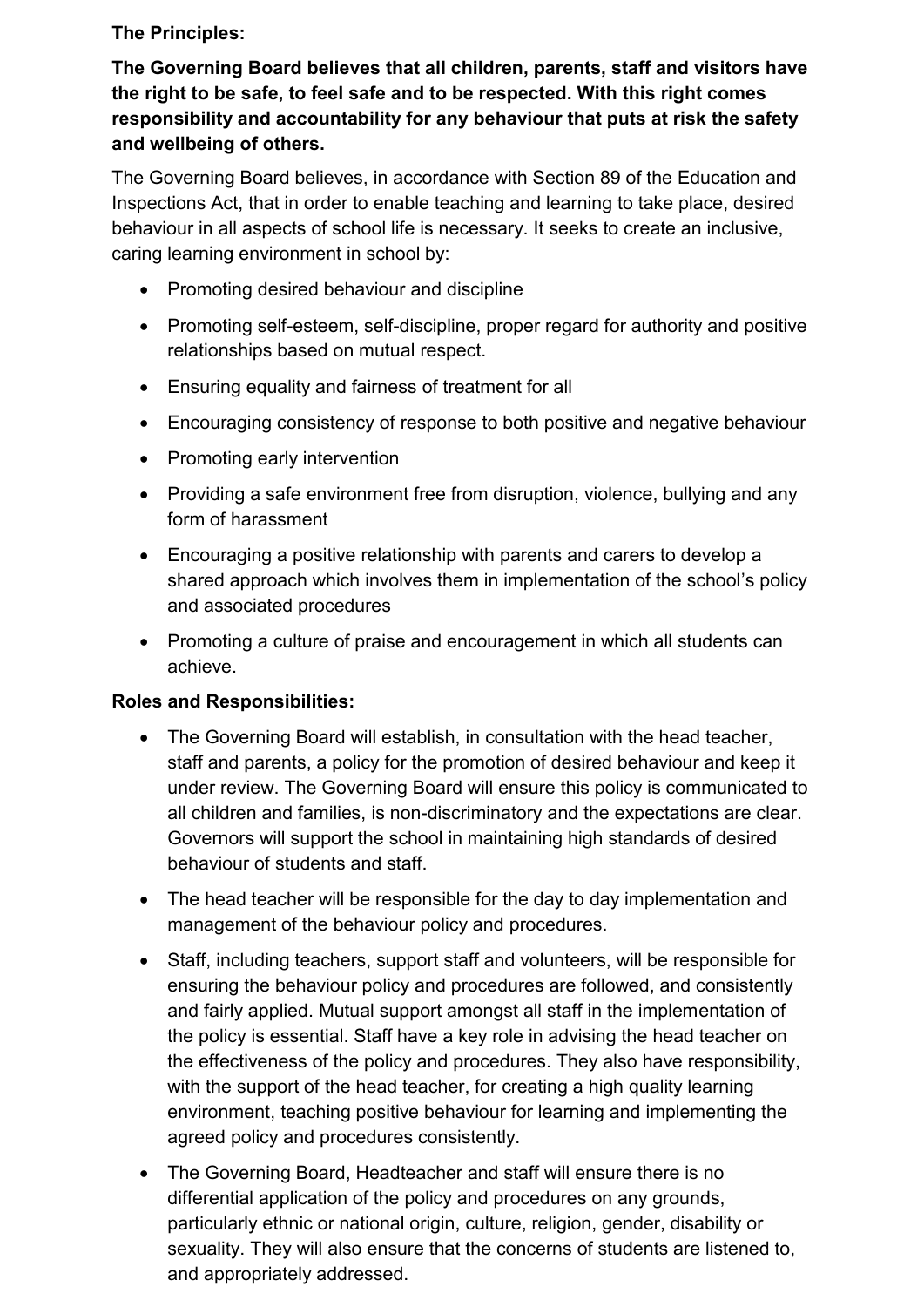**The Principles:**

**The Governing Board believes that all children, parents, staff and visitors have the right to be safe, to feel safe and to be respected. With this right comes responsibility and accountability for any behaviour that puts at risk the safety and wellbeing of others.**

The Governing Board believes, in accordance with Section 89 of the Education and Inspections Act, that in order to enable teaching and learning to take place, desired behaviour in all aspects of school life is necessary. It seeks to create an inclusive, caring learning environment in school by:

- Promoting desired behaviour and discipline
- Promoting self-esteem, self-discipline, proper regard for authority and positive relationships based on mutual respect.
- Ensuring equality and fairness of treatment for all
- Encouraging consistency of response to both positive and negative behaviour
- Promoting early intervention
- Providing a safe environment free from disruption, violence, bullying and any form of harassment
- Encouraging a positive relationship with parents and carers to develop a shared approach which involves them in implementation of the school's policy and associated procedures
- Promoting a culture of praise and encouragement in which all students can achieve.

**Roles and Responsibilities:**

- The Governing Board will establish, in consultation with the head teacher, staff and parents, a policy for the promotion of desired behaviour and keep it under review. The Governing Board will ensure this policy is communicated to all children and families, is non-discriminatory and the expectations are clear. Governors will support the school in maintaining high standards of desired behaviour of students and staff.
- The head teacher will be responsible for the day to day implementation and management of the behaviour policy and procedures.
- Staff, including teachers, support staff and volunteers, will be responsible for ensuring the behaviour policy and procedures are followed, and consistently and fairly applied. Mutual support amongst all staff in the implementation of the policy is essential. Staff have a key role in advising the head teacher on the effectiveness of the policy and procedures. They also have responsibility, with the support of the head teacher, for creating a high quality learning environment, teaching positive behaviour for learning and implementing the agreed policy and procedures consistently.
- The Governing Board, Headteacher and staff will ensure there is no differential application of the policy and procedures on any grounds, particularly ethnic or national origin, culture, religion, gender, disability or sexuality. They will also ensure that the concerns of students are listened to, and appropriately addressed.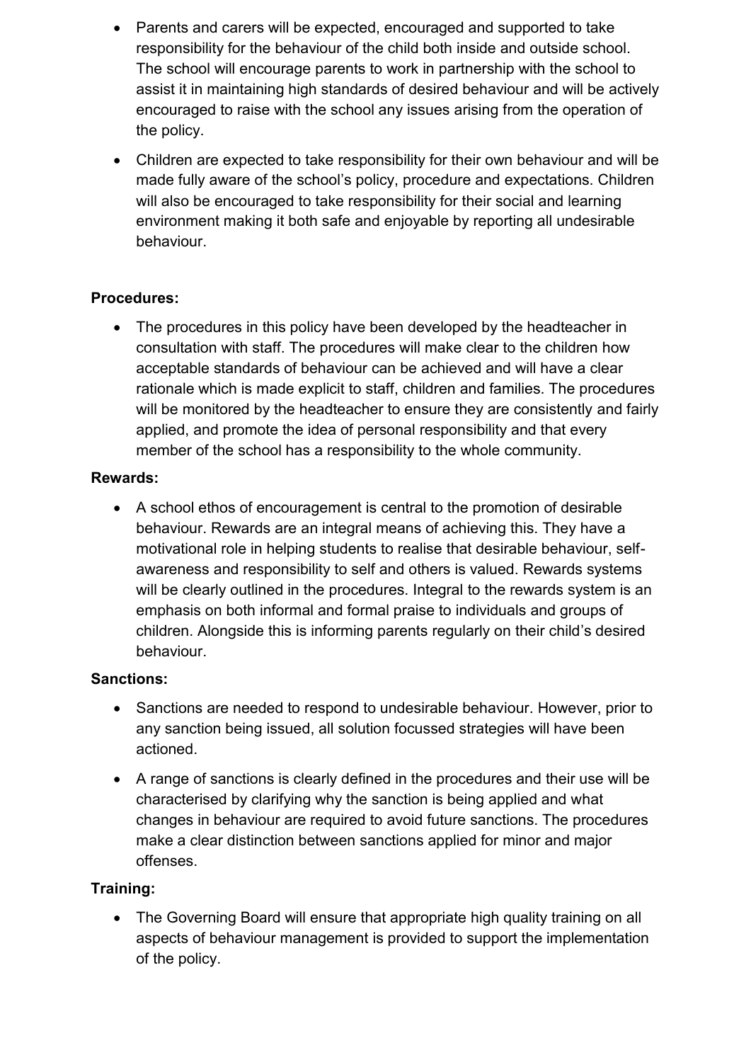- Parents and carers will be expected, encouraged and supported to take responsibility for the behaviour of the child both inside and outside school. The school will encourage parents to work in partnership with the school to assist it in maintaining high standards of desired behaviour and will be actively encouraged to raise with the school any issues arising from the operation of the policy.
- Children are expected to take responsibility for their own behaviour and will be made fully aware of the school's policy, procedure and expectations. Children will also be encouraged to take responsibility for their social and learning environment making it both safe and enjoyable by reporting all undesirable behaviour.

**Procedures:**

- The procedures in this policy have been developed by the headteacher in consultation with staff. The procedures will make clear to the children how acceptable standards of behaviour can be achieved and will have a clear rationale which is made explicit to staff, children and families. The procedures will be monitored by the headteacher to ensure they are consistently and fairly applied, and promote the idea of personal responsibility and that every member of the school has a responsibility to the whole community.

**Rewards:**

- A school ethos of encouragement is central to the promotion of desirable behaviour. Rewards are an integral means of achieving this. They have a motivational role in helping students to realise that desirable behaviour, self-awareness and responsibility to self and others is valued. Rewards systems will be clearly outlined in the procedures. Integral to the rewards system is an emphasis on both informal and formal praise to individuals and groups of children. Alongside this is informing parents regularly on their child's desired behaviour.

**Sanctions:**

- Sanctions are needed to respond to undesirable behaviour. However, prior to any sanction being issued, all solution focussed strategies will have been actioned.
- A range of sanctions is clearly defined in the procedures and their use will be characterised by clarifying why the sanction is being applied and what changes in behaviour are required to avoid future sanctions. The procedures make a clear distinction between sanctions applied for minor and major offenses.

**Training:**

- The Governing Board will ensure that appropriate high quality training on all aspects of behaviour management is provided to support the implementation of the policy.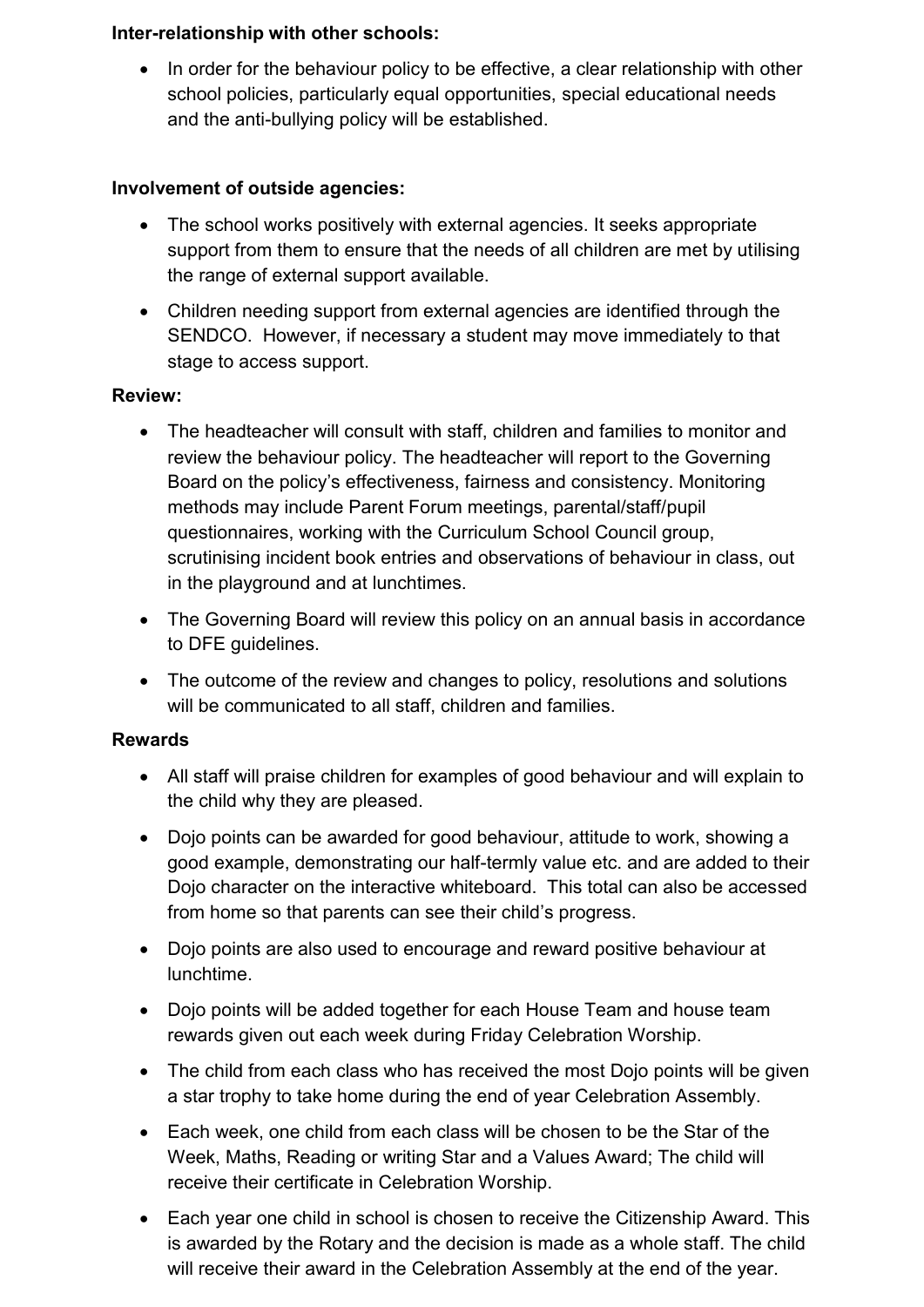**Inter-relationship with other schools:**

- In order for the behaviour policy to be effective, a clear relationship with other school policies, particularly equal opportunities, special educational needs and the anti-bullying policy will be established.

**Involvement of outside agencies:**

- The school works positively with external agencies. It seeks appropriate support from them to ensure that the needs of all children are met by utilising the range of external support available.
- Children needing support from external agencies are identified through the SENDCO. However, if necessary a student may move immediately to that stage to access support.

**Review:**

- The headteacher will consult with staff, children and families to monitor and review the behaviour policy. The headteacher will report to the Governing Board on the policy's effectiveness, fairness and consistency. Monitoring methods may include Parent Forum meetings, parental/staff/pupil questionnaires, working with the Curriculum School Council group, scrutinising incident book entries and observations of behaviour in class, out in the playground and at lunchtimes.
- The Governing Board will review this policy on an annual basis in accordance to DFE guidelines.
- The outcome of the review and changes to policy, resolutions and solutions will be communicated to all staff, children and families.

**Rewards**

- All staff will praise children for examples of good behaviour and will explain to the child why they are pleased.
- Dojo points can be awarded for good behaviour, attitude to work, showing a good example, demonstrating our half-termly value etc. and are added to their Dojo character on the interactive whiteboard. This total can also be accessed from home so that parents can see their child's progress.
- Dojo points are also used to encourage and reward positive behaviour at lunchtime.
- Dojo points will be added together for each House Team and house team rewards given out each week during Friday Celebration Worship.
- The child from each class who has received the most Dojo points will be given a star trophy to take home during the end of year Celebration Assembly.
- Each week, one child from each class will be chosen to be the Star of the Week, Maths, Reading or writing Star and a Values Award; The child will receive their certificate in Celebration Worship.
- Each year one child in school is chosen to receive the Citizenship Award. This is awarded by the Rotary and the decision is made as a whole staff. The child will receive their award in the Celebration Assembly at the end of the year.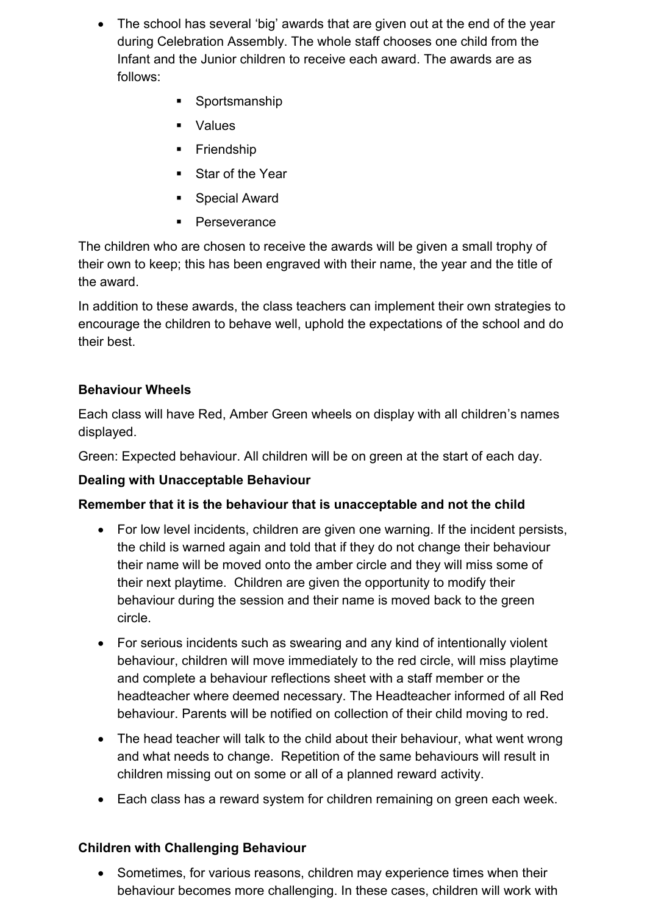- The school has several 'big' awards that are given out at the end of the year during Celebration Assembly. The whole staff chooses one child from the Infant and the Junior children to receive each award. The awards are as follows:
  - Sportsmanship
  - Values
  - Friendship
  - Star of the Year
  - Special Award
  - Perseverance

The children who are chosen to receive the awards will be given a small trophy of their own to keep; this has been engraved with their name, the year and the title of the award.

In addition to these awards, the class teachers can implement their own strategies to encourage the children to behave well, uphold the expectations of the school and do their best.

**Behaviour Wheels**

Each class will have Red, Amber Green wheels on display with all children's names displayed.

Green: Expected behaviour. All children will be on green at the start of each day.

**Dealing with Unacceptable Behaviour**

**Remember that it is the behaviour that is unacceptable and not the child**

- For low level incidents, children are given one warning. If the incident persists, the child is warned again and told that if they do not change their behaviour their name will be moved onto the amber circle and they will miss some of their next playtime. Children are given the opportunity to modify their behaviour during the session and their name is moved back to the green circle.
- For serious incidents such as swearing and any kind of intentionally violent behaviour, children will move immediately to the red circle, will miss playtime and complete a behaviour reflections sheet with a staff member or the headteacher where deemed necessary. The Headteacher informed of all Red behaviour. Parents will be notified on collection of their child moving to red.
- The head teacher will talk to the child about their behaviour, what went wrong and what needs to change. Repetition of the same behaviours will result in children missing out on some or all of a planned reward activity.
- Each class has a reward system for children remaining on green each week.

**Children with Challenging Behaviour**

- Sometimes, for various reasons, children may experience times when their behaviour becomes more challenging. In these cases, children will work with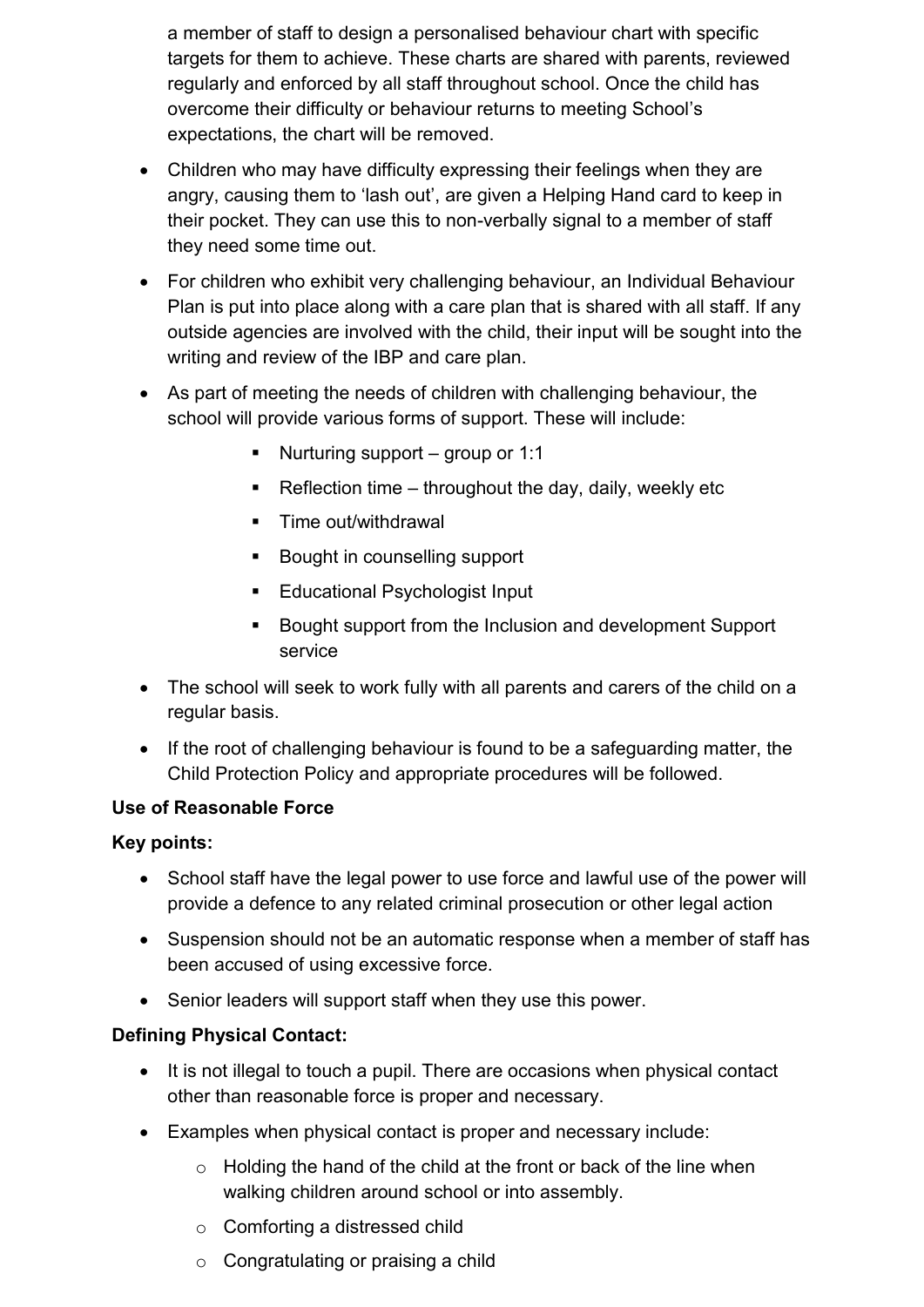a member of staff to design a personalised behaviour chart with specific targets for them to achieve. These charts are shared with parents, reviewed regularly and enforced by all staff throughout school. Once the child has overcome their difficulty or behaviour returns to meeting School's expectations, the chart will be removed.

- Children who may have difficulty expressing their feelings when they are angry, causing them to 'lash out', are given a Helping Hand card to keep in their pocket. They can use this to non-verbally signal to a member of staff they need some time out.
- For children who exhibit very challenging behaviour, an Individual Behaviour Plan is put into place along with a care plan that is shared with all staff. If any outside agencies are involved with the child, their input will be sought into the writing and review of the IBP and care plan.
- As part of meeting the needs of children with challenging behaviour, the school will provide various forms of support. These will include:
    - Nurturing support – group or 1:1
    - Reflection time – throughout the day, daily, weekly etc
    - Time out/withdrawal
    - Bought in counselling support
    - Educational Psychologist Input
    - Bought support from the Inclusion and development Support service
- The school will seek to work fully with all parents and carers of the child on a regular basis.
- If the root of challenging behaviour is found to be a safeguarding matter, the Child Protection Policy and appropriate procedures will be followed.

**Use of Reasonable Force**

**Key points:**

- School staff have the legal power to use force and lawful use of the power will provide a defence to any related criminal prosecution or other legal action
- Suspension should not be an automatic response when a member of staff has been accused of using excessive force.
- Senior leaders will support staff when they use this power.

**Defining Physical Contact:**

- It is not illegal to touch a pupil. There are occasions when physical contact other than reasonable force is proper and necessary.
- Examples when physical contact is proper and necessary include:
    - Holding the hand of the child at the front or back of the line when walking children around school or into assembly.
    - Comforting a distressed child
    - Congratulating or praising a child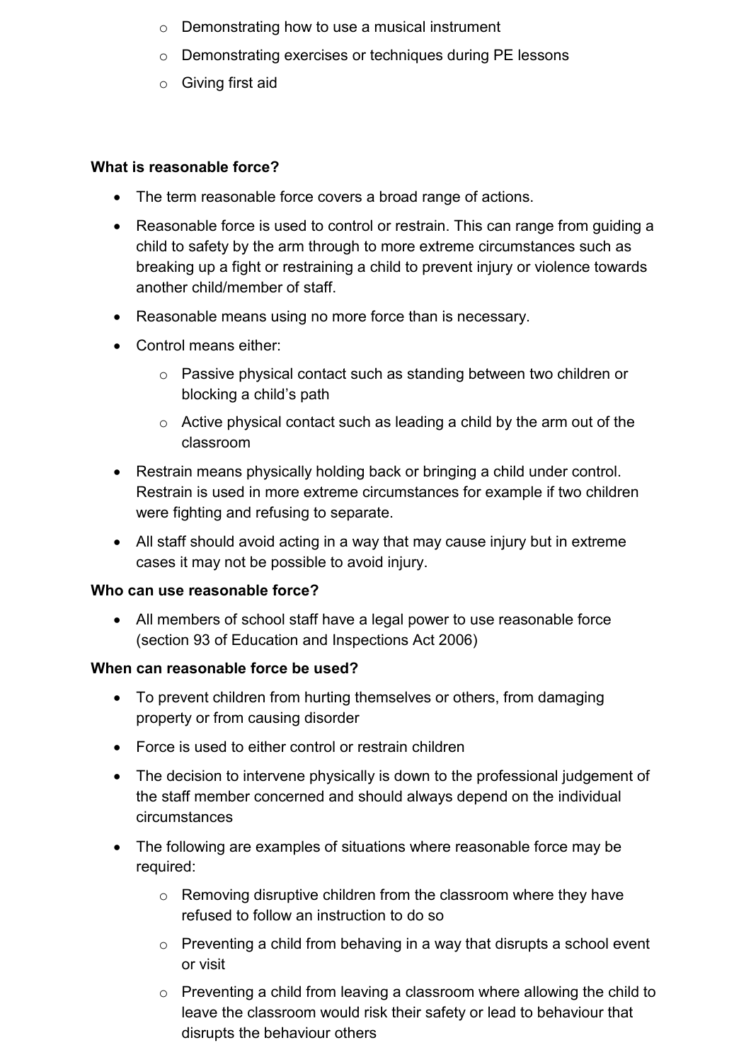- Demonstrating how to use a musical instrument
  - Demonstrating exercises or techniques during PE lessons
  - Giving first aid

**What is reasonable force?**

- The term reasonable force covers a broad range of actions.
- Reasonable force is used to control or restrain. This can range from guiding a child to safety by the arm through to more extreme circumstances such as breaking up a fight or restraining a child to prevent injury or violence towards another child/member of staff.
- Reasonable means using no more force than is necessary.
- Control means either:
  - Passive physical contact such as standing between two children or blocking a child's path
  - Active physical contact such as leading a child by the arm out of the classroom
- Restrain means physically holding back or bringing a child under control. Restrain is used in more extreme circumstances for example if two children were fighting and refusing to separate.
- All staff should avoid acting in a way that may cause injury but in extreme cases it may not be possible to avoid injury.

**Who can use reasonable force?**

- All members of school staff have a legal power to use reasonable force (section 93 of Education and Inspections Act 2006)

**When can reasonable force be used?**

- To prevent children from hurting themselves or others, from damaging property or from causing disorder
- Force is used to either control or restrain children
- The decision to intervene physically is down to the professional judgement of the staff member concerned and should always depend on the individual circumstances
- The following are examples of situations where reasonable force may be required:
  - Removing disruptive children from the classroom where they have refused to follow an instruction to do so
  - Preventing a child from behaving in a way that disrupts a school event or visit
  - Preventing a child from leaving a classroom where allowing the child to leave the classroom would risk their safety or lead to behaviour that disrupts the behaviour others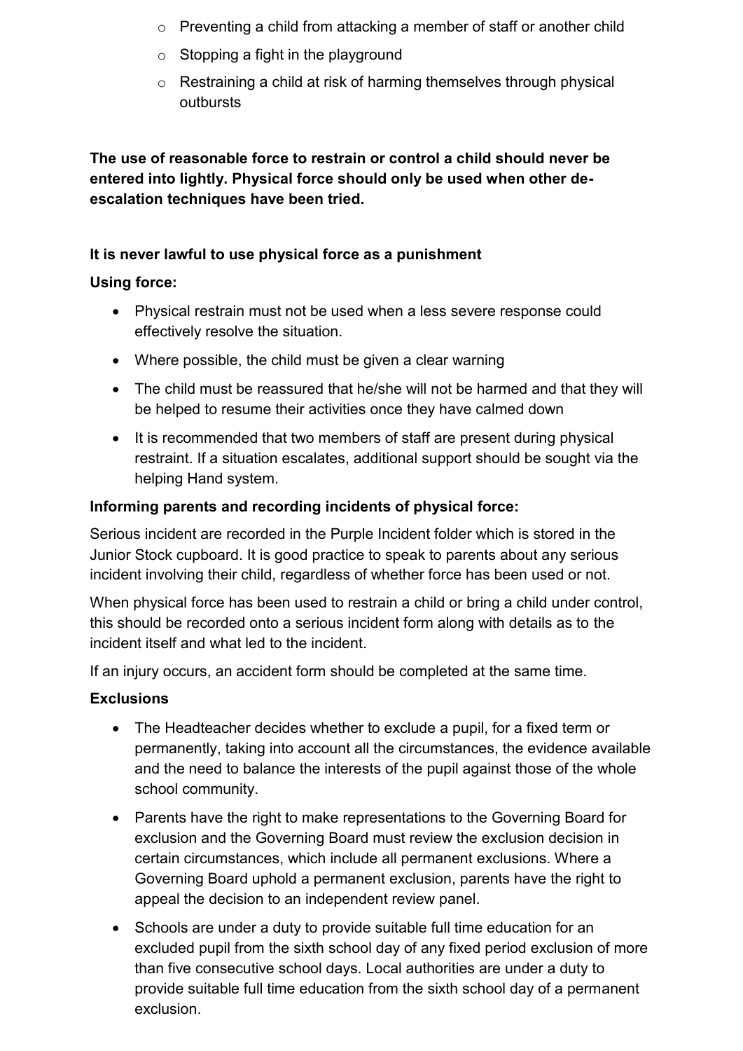- Preventing a child from attacking a member of staff or another child
    - Stopping a fight in the playground
    - Restraining a child at risk of harming themselves through physical outbursts

**The use of reasonable force to restrain or control a child should never be entered into lightly. Physical force should only be used when other de-escalation techniques have been tried.**

**It is never lawful to use physical force as a punishment**

**Using force:**

- Physical restrain must not be used when a less severe response could effectively resolve the situation.
- Where possible, the child must be given a clear warning
- The child must be reassured that he/she will not be harmed and that they will be helped to resume their activities once they have calmed down
- It is recommended that two members of staff are present during physical restraint. If a situation escalates, additional support should be sought via the helping Hand system.

**Informing parents and recording incidents of physical force:**

Serious incident are recorded in the Purple Incident folder which is stored in the Junior Stock cupboard. It is good practice to speak to parents about any serious incident involving their child, regardless of whether force has been used or not.

When physical force has been used to restrain a child or bring a child under control, this should be recorded onto a serious incident form along with details as to the incident itself and what led to the incident.

If an injury occurs, an accident form should be completed at the same time.

**Exclusions**

- The Headteacher decides whether to exclude a pupil, for a fixed term or permanently, taking into account all the circumstances, the evidence available and the need to balance the interests of the pupil against those of the whole school community.
- Parents have the right to make representations to the Governing Board for exclusion and the Governing Board must review the exclusion decision in certain circumstances, which include all permanent exclusions. Where a Governing Board uphold a permanent exclusion, parents have the right to appeal the decision to an independent review panel.
- Schools are under a duty to provide suitable full time education for an excluded pupil from the sixth school day of any fixed period exclusion of more than five consecutive school days. Local authorities are under a duty to provide suitable full time education from the sixth school day of a permanent exclusion.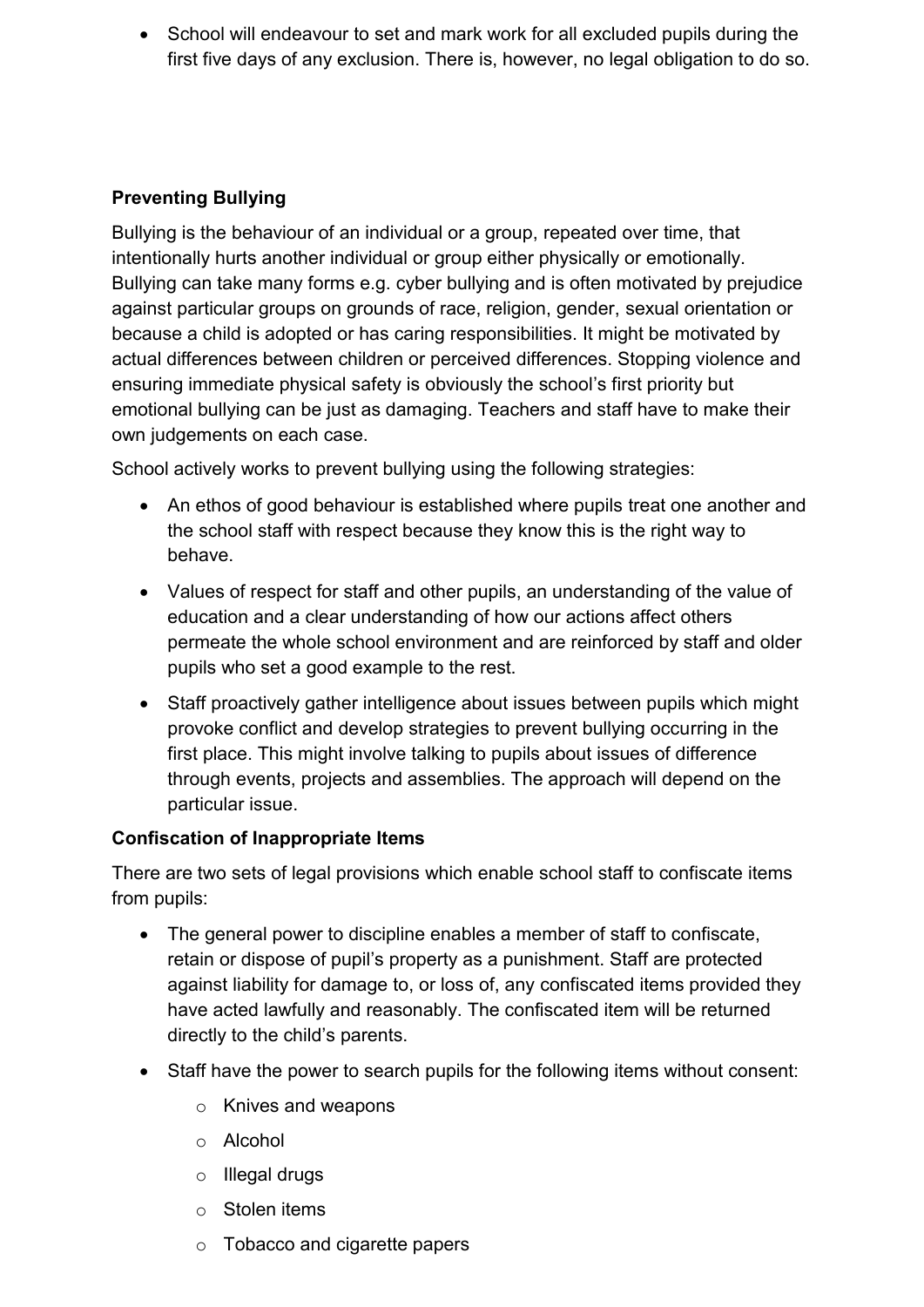- School will endeavour to set and mark work for all excluded pupils during the first five days of any exclusion. There is, however, no legal obligation to do so.

**Preventing Bullying**

Bullying is the behaviour of an individual or a group, repeated over time, that intentionally hurts another individual or group either physically or emotionally. Bullying can take many forms e.g. cyber bullying and is often motivated by prejudice against particular groups on grounds of race, religion, gender, sexual orientation or because a child is adopted or has caring responsibilities. It might be motivated by actual differences between children or perceived differences. Stopping violence and ensuring immediate physical safety is obviously the school's first priority but emotional bullying can be just as damaging. Teachers and staff have to make their own judgements on each case.

School actively works to prevent bullying using the following strategies:

- An ethos of good behaviour is established where pupils treat one another and the school staff with respect because they know this is the right way to behave.
- Values of respect for staff and other pupils, an understanding of the value of education and a clear understanding of how our actions affect others permeate the whole school environment and are reinforced by staff and older pupils who set a good example to the rest.
- Staff proactively gather intelligence about issues between pupils which might provoke conflict and develop strategies to prevent bullying occurring in the first place. This might involve talking to pupils about issues of difference through events, projects and assemblies. The approach will depend on the particular issue.

**Confiscation of Inappropriate Items**

There are two sets of legal provisions which enable school staff to confiscate items from pupils:

- The general power to discipline enables a member of staff to confiscate, retain or dispose of pupil's property as a punishment. Staff are protected against liability for damage to, or loss of, any confiscated items provided they have acted lawfully and reasonably. The confiscated item will be returned directly to the child's parents.
- Staff have the power to search pupils for the following items without consent:
    - Knives and weapons
    - Alcohol
    - Illegal drugs
    - Stolen items
    - Tobacco and cigarette papers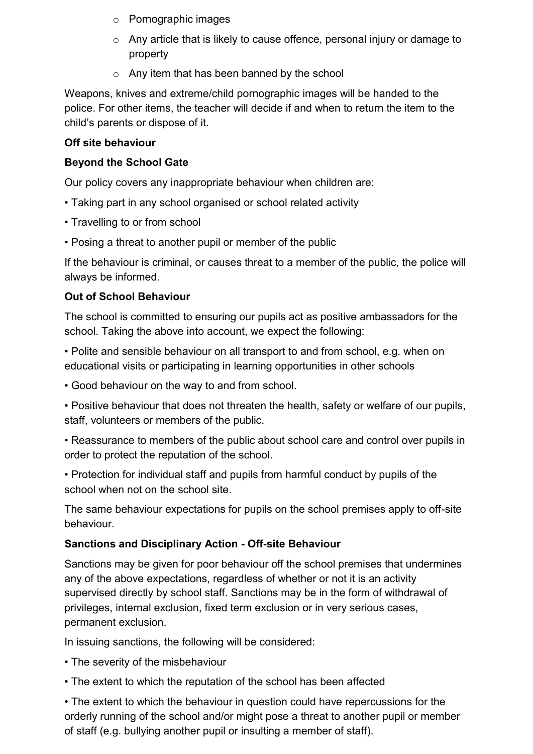- Pornographic images
  - Any article that is likely to cause offence, personal injury or damage to property
  - Any item that has been banned by the school

Weapons, knives and extreme/child pornographic images will be handed to the police. For other items, the teacher will decide if and when to return the item to the child's parents or dispose of it.

**Off site behaviour**

**Beyond the School Gate**

Our policy covers any inappropriate behaviour when children are:

- Taking part in any school organised or school related activity
- Travelling to or from school
- Posing a threat to another pupil or member of the public

If the behaviour is criminal, or causes threat to a member of the public, the police will always be informed.

**Out of School Behaviour**

The school is committed to ensuring our pupils act as positive ambassadors for the school. Taking the above into account, we expect the following:

- Polite and sensible behaviour on all transport to and from school, e.g. when on educational visits or participating in learning opportunities in other schools
- Good behaviour on the way to and from school.
- Positive behaviour that does not threaten the health, safety or welfare of our pupils, staff, volunteers or members of the public.
- Reassurance to members of the public about school care and control over pupils in order to protect the reputation of the school.
- Protection for individual staff and pupils from harmful conduct by pupils of the school when not on the school site.

The same behaviour expectations for pupils on the school premises apply to off-site behaviour.

**Sanctions and Disciplinary Action - Off-site Behaviour**

Sanctions may be given for poor behaviour off the school premises that undermines any of the above expectations, regardless of whether or not it is an activity supervised directly by school staff. Sanctions may be in the form of withdrawal of privileges, internal exclusion, fixed term exclusion or in very serious cases, permanent exclusion.

In issuing sanctions, the following will be considered:

- The severity of the misbehaviour
- The extent to which the reputation of the school has been affected
- The extent to which the behaviour in question could have repercussions for the orderly running of the school and/or might pose a threat to another pupil or member of staff (e.g. bullying another pupil or insulting a member of staff).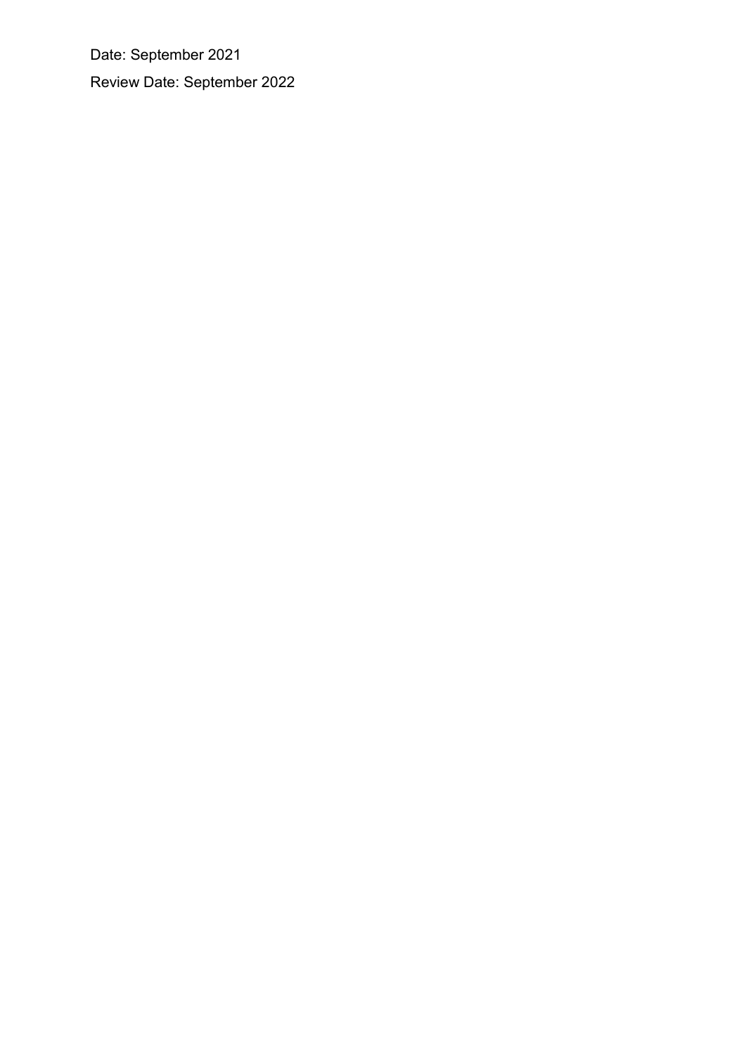Date: September 2021

Review Date: September 2022